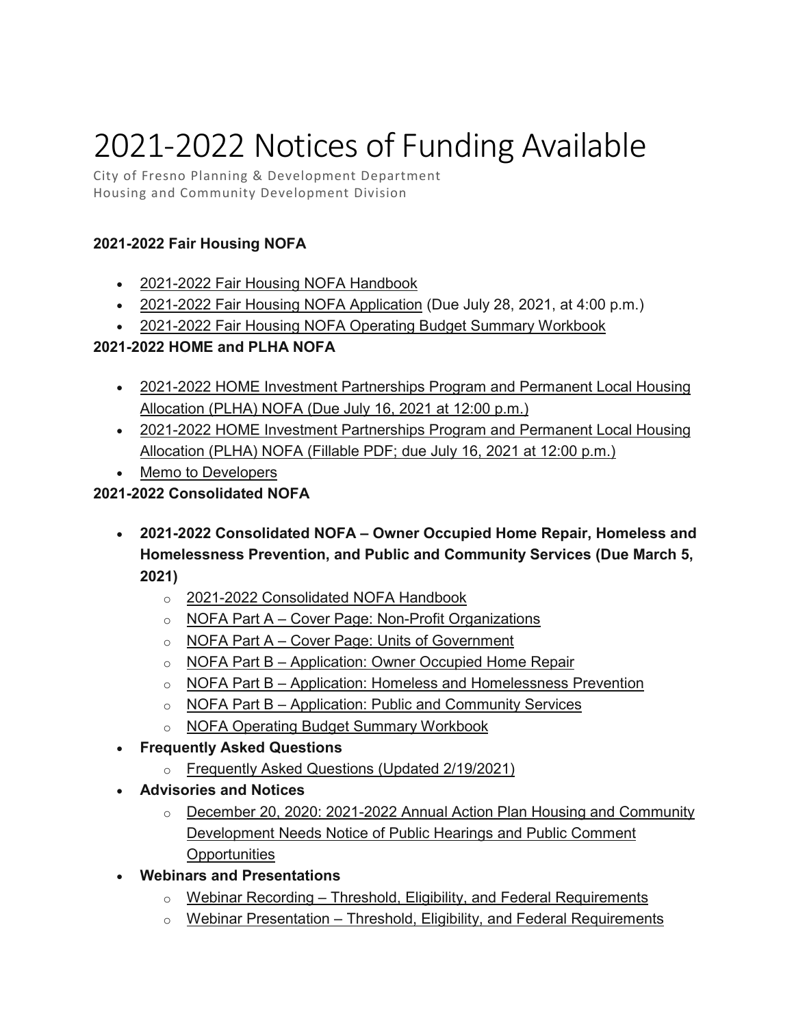# 2021-2022 Notices of Funding Available

City of Fresno Planning & Development Department
Housing and Community Development Division

**2021-2022 Fair Housing NOFA**

- 2021-2022 Fair Housing NOFA Handbook
- 2021-2022 Fair Housing NOFA Application (Due July 28, 2021, at 4:00 p.m.)
- 2021-2022 Fair Housing NOFA Operating Budget Summary Workbook

**2021-2022 HOME and PLHA NOFA**

- 2021-2022 HOME Investment Partnerships Program and Permanent Local Housing Allocation (PLHA) NOFA (Due July 16, 2021 at 12:00 p.m.)
- 2021-2022 HOME Investment Partnerships Program and Permanent Local Housing Allocation (PLHA) NOFA (Fillable PDF; due July 16, 2021 at 12:00 p.m.)
- Memo to Developers

**2021-2022 Consolidated NOFA**

- **2021-2022 Consolidated NOFA – Owner Occupied Home Repair, Homeless and Homelessness Prevention, and Public and Community Services (Due March 5, 2021)**
  - 2021-2022 Consolidated NOFA Handbook
  - NOFA Part A – Cover Page: Non-Profit Organizations
  - NOFA Part A – Cover Page: Units of Government
  - NOFA Part B – Application: Owner Occupied Home Repair
  - NOFA Part B – Application: Homeless and Homelessness Prevention
  - NOFA Part B – Application: Public and Community Services
  - NOFA Operating Budget Summary Workbook
- **Frequently Asked Questions**
  - Frequently Asked Questions (Updated 2/19/2021)
- **Advisories and Notices**
  - December 20, 2020: 2021-2022 Annual Action Plan Housing and Community Development Needs Notice of Public Hearings and Public Comment Opportunities
- **Webinars and Presentations**
  - Webinar Recording – Threshold, Eligibility, and Federal Requirements
  - Webinar Presentation – Threshold, Eligibility, and Federal Requirements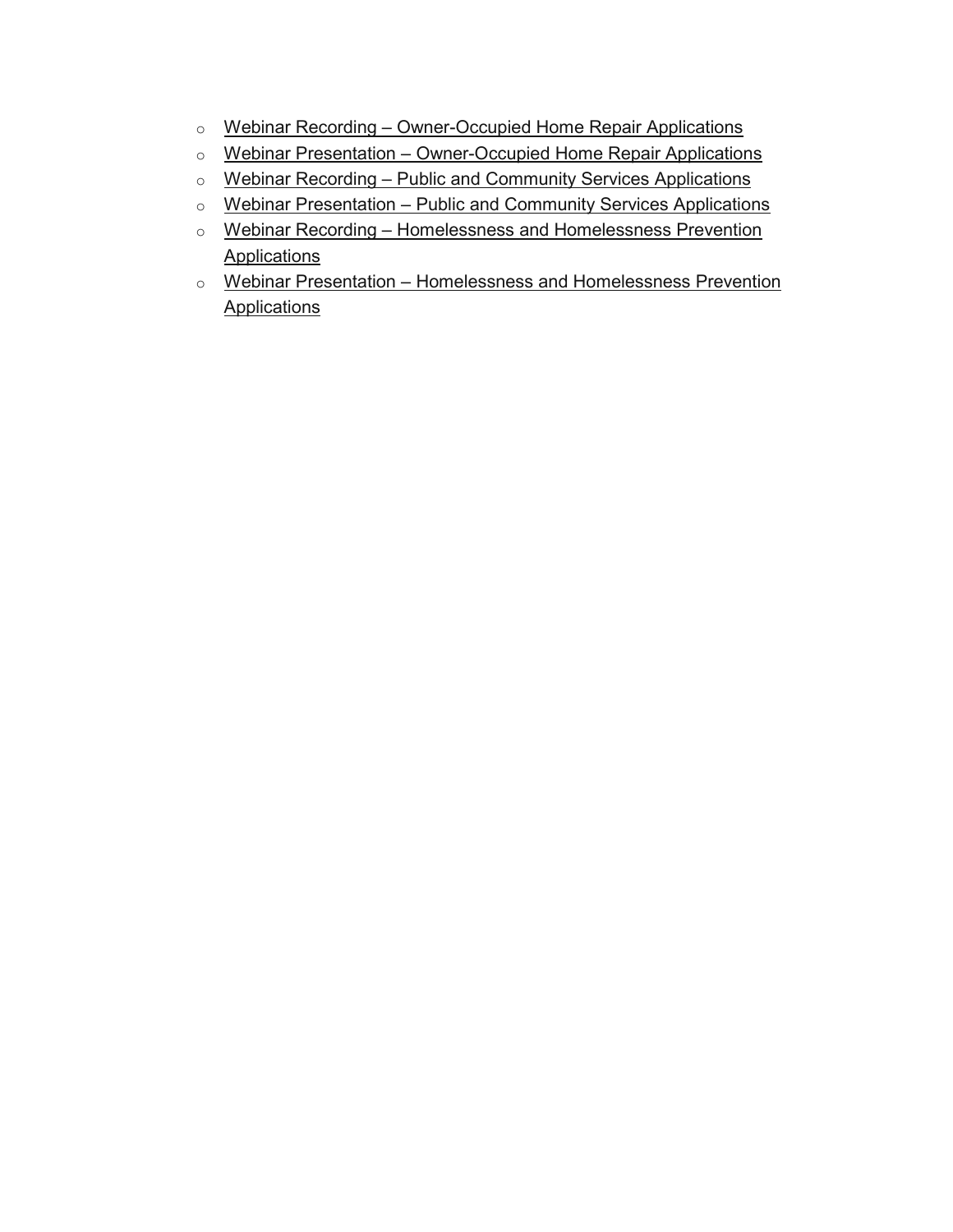- Webinar Recording – Owner-Occupied Home Repair Applications
- Webinar Presentation – Owner-Occupied Home Repair Applications
- Webinar Recording – Public and Community Services Applications
- Webinar Presentation – Public and Community Services Applications
- Webinar Recording – Homelessness and Homelessness Prevention Applications
- Webinar Presentation – Homelessness and Homelessness Prevention Applications